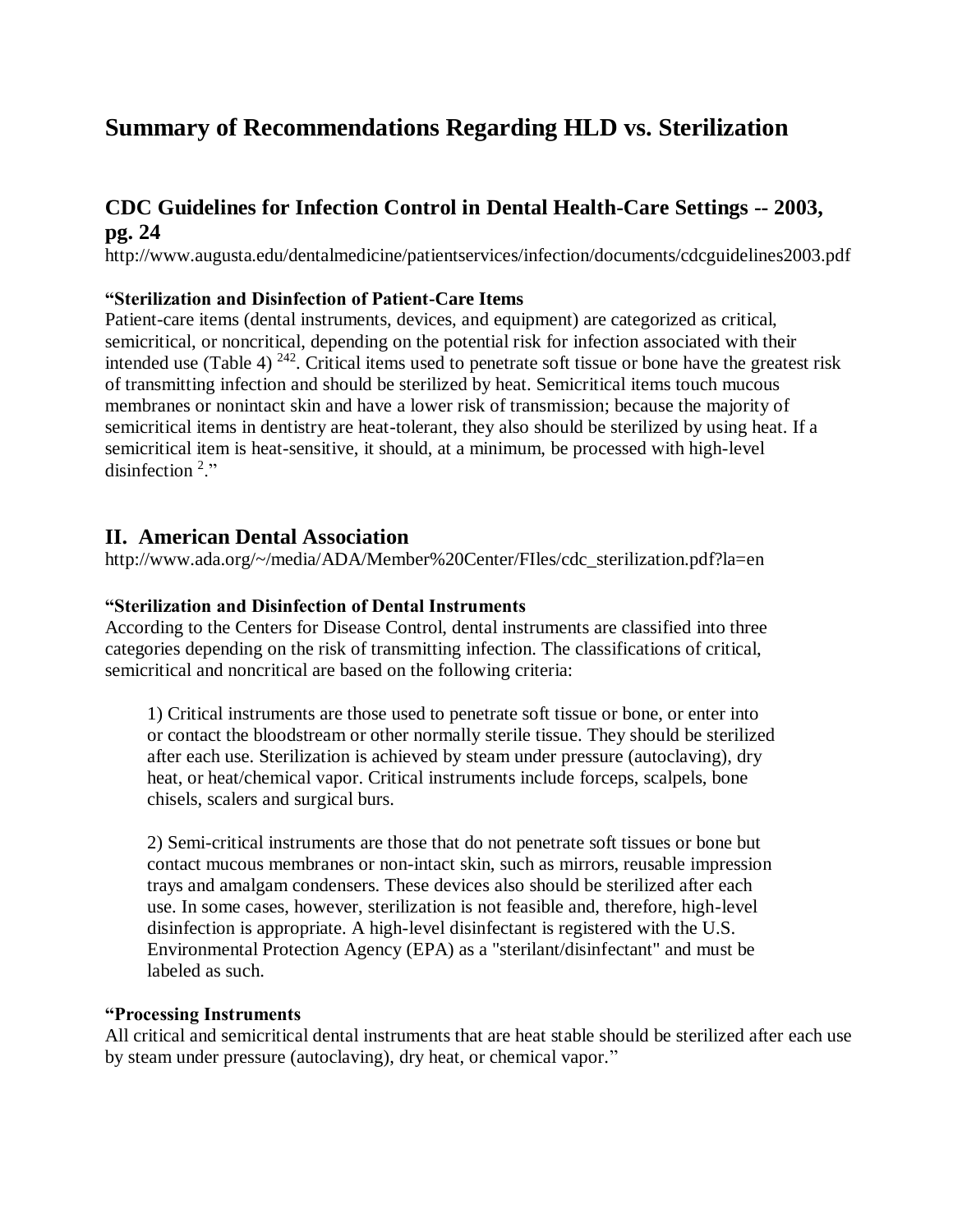# Summary of Recommendations Regarding HLD vs. Sterilization

## CDC Guidelines for Infection Control in Dental Health-Care Settings -- 2003, pg. 24

http://www.augusta.edu/dentalmedicine/patientservices/infection/documents/cdcguidelines2003.pdf

**"Sterilization and Disinfection of Patient-Care Items**
Patient-care items (dental instruments, devices, and equipment) are categorized as critical, semicritical, or noncritical, depending on the potential risk for infection associated with their intended use (Table 4) [242]. Critical items used to penetrate soft tissue or bone have the greatest risk of transmitting infection and should be sterilized by heat. Semicritical items touch mucous membranes or nonintact skin and have a lower risk of transmission; because the majority of semicritical items in dentistry are heat-tolerant, they also should be sterilized by using heat. If a semicritical item is heat-sensitive, it should, at a minimum, be processed with high-level disinfection [2]."

## II. American Dental Association

http://www.ada.org/~/media/ADA/Member%20Center/FIles/cdc_sterilization.pdf?la=en

**"Sterilization and Disinfection of Dental Instruments**
According to the Centers for Disease Control, dental instruments are classified into three categories depending on the risk of transmitting infection. The classifications of critical, semicritical and noncritical are based on the following criteria:

1) Critical instruments are those used to penetrate soft tissue or bone, or enter into or contact the bloodstream or other normally sterile tissue. They should be sterilized after each use. Sterilization is achieved by steam under pressure (autoclaving), dry heat, or heat/chemical vapor. Critical instruments include forceps, scalpels, bone chisels, scalers and surgical burs.

2) Semi-critical instruments are those that do not penetrate soft tissues or bone but contact mucous membranes or non-intact skin, such as mirrors, reusable impression trays and amalgam condensers. These devices also should be sterilized after each use. In some cases, however, sterilization is not feasible and, therefore, high-level disinfection is appropriate. A high-level disinfectant is registered with the U.S. Environmental Protection Agency (EPA) as a "sterilant/disinfectant" and must be labeled as such.

**"Processing Instruments**
All critical and semicritical dental instruments that are heat stable should be sterilized after each use by steam under pressure (autoclaving), dry heat, or chemical vapor."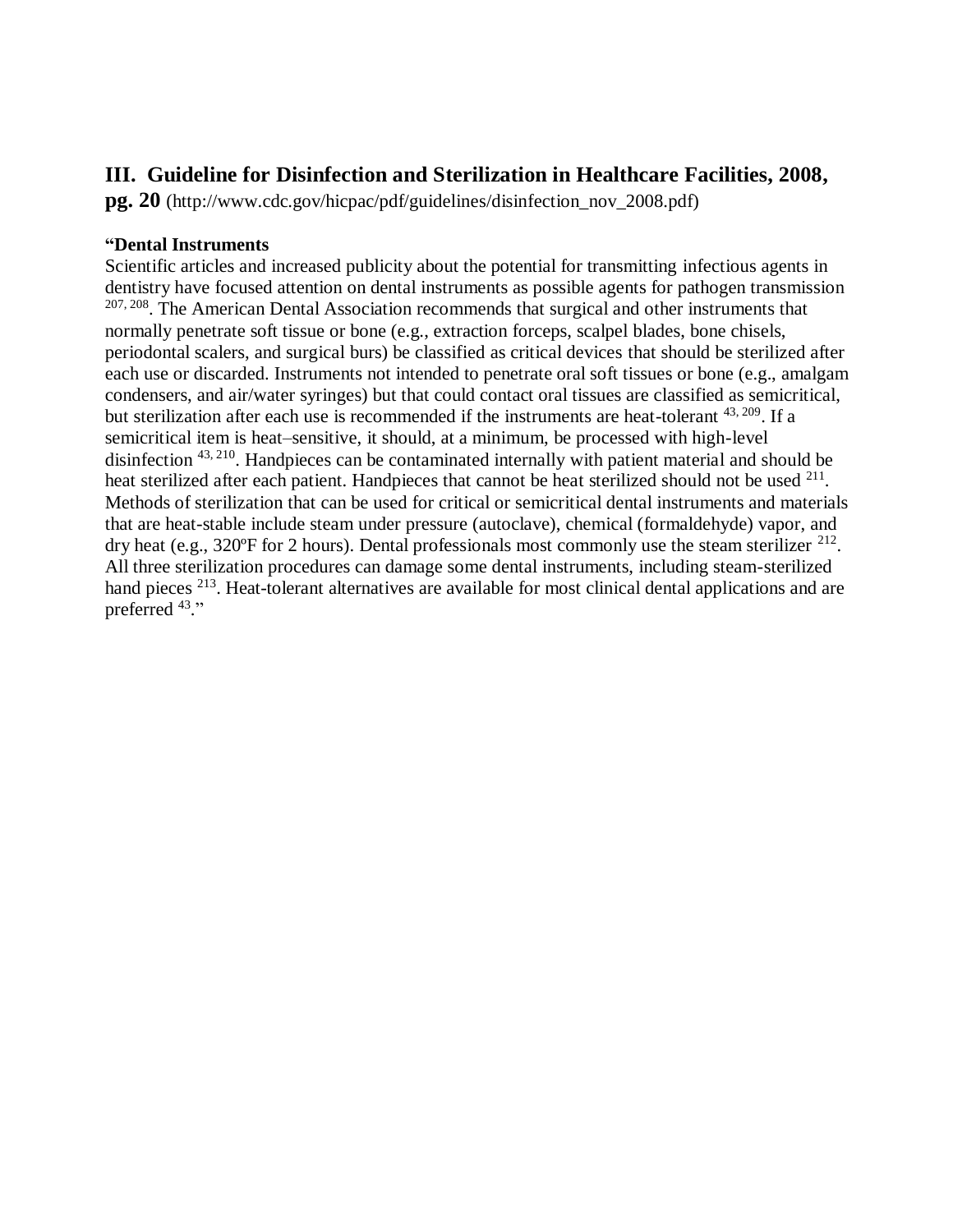## III. Guideline for Disinfection and Sterilization in Healthcare Facilities, 2008, pg. 20 (http://www.cdc.gov/hicpac/pdf/guidelines/disinfection_nov_2008.pdf)

**"Dental Instruments**

Scientific articles and increased publicity about the potential for transmitting infectious agents in dentistry have focused attention on dental instruments as possible agents for pathogen transmission [207, 208]. The American Dental Association recommends that surgical and other instruments that normally penetrate soft tissue or bone (e.g., extraction forceps, scalpel blades, bone chisels, periodontal scalers, and surgical burs) be classified as critical devices that should be sterilized after each use or discarded. Instruments not intended to penetrate oral soft tissues or bone (e.g., amalgam condensers, and air/water syringes) but that could contact oral tissues are classified as semicritical, but sterilization after each use is recommended if the instruments are heat-tolerant [43, 209]. If a semicritical item is heat–sensitive, it should, at a minimum, be processed with high-level disinfection [43, 210]. Handpieces can be contaminated internally with patient material and should be heat sterilized after each patient. Handpieces that cannot be heat sterilized should not be used [211]. Methods of sterilization that can be used for critical or semicritical dental instruments and materials that are heat-stable include steam under pressure (autoclave), chemical (formaldehyde) vapor, and dry heat (e.g., 320ºF for 2 hours). Dental professionals most commonly use the steam sterilizer [212]. All three sterilization procedures can damage some dental instruments, including steam-sterilized hand pieces [213]. Heat-tolerant alternatives are available for most clinical dental applications and are preferred [43]."